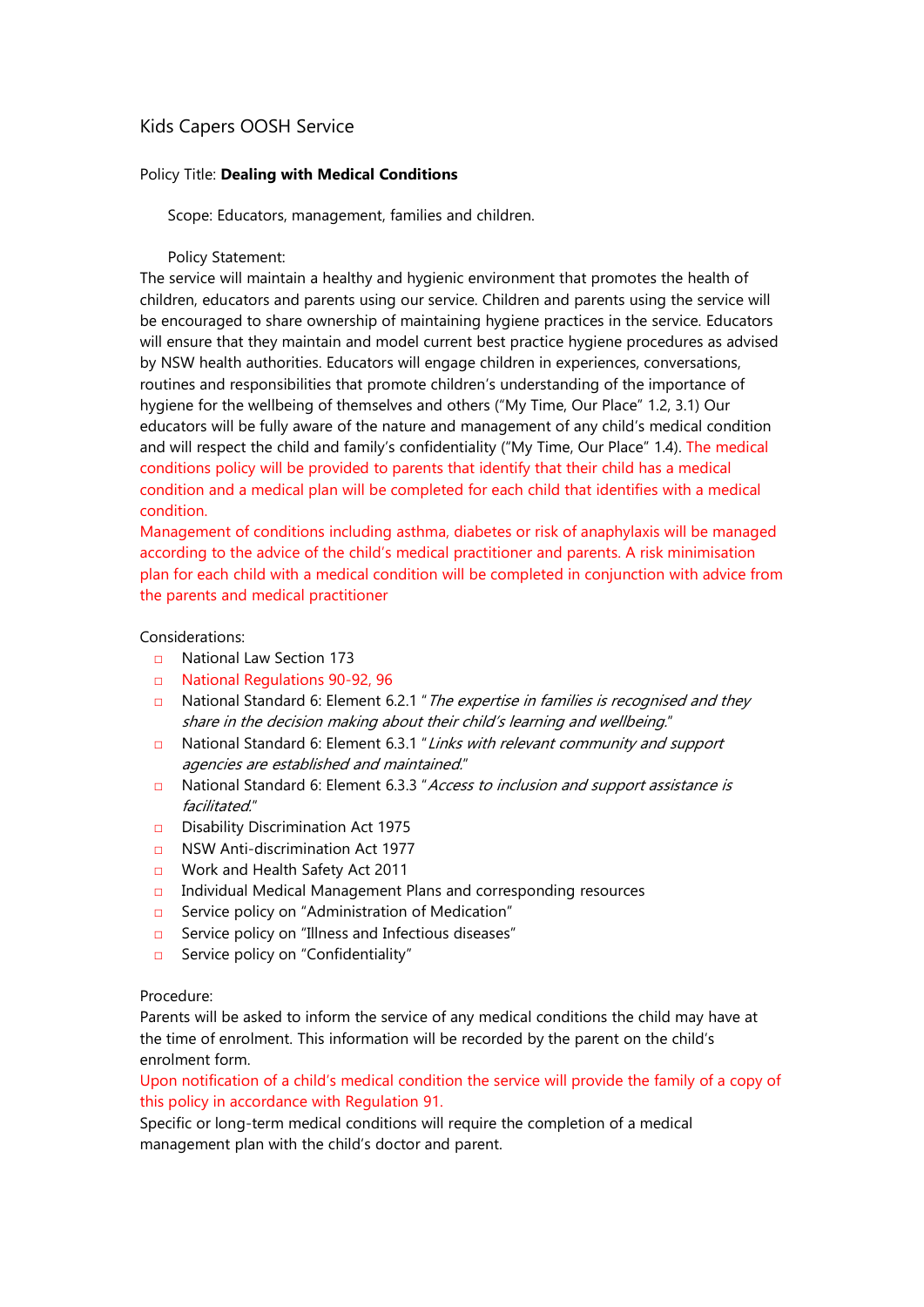Kids Capers OOSH Service

Policy Title: **Dealing with Medical Conditions**

Scope: Educators, management, families and children.

Policy Statement:

The service will maintain a healthy and hygienic environment that promotes the health of children, educators and parents using our service. Children and parents using the service will be encouraged to share ownership of maintaining hygiene practices in the service. Educators will ensure that they maintain and model current best practice hygiene procedures as advised by NSW health authorities. Educators will engage children in experiences, conversations, routines and responsibilities that promote children's understanding of the importance of hygiene for the wellbeing of themselves and others ("My Time, Our Place" 1.2, 3.1) Our educators will be fully aware of the nature and management of any child's medical condition and will respect the child and family's confidentiality ("My Time, Our Place" 1.4). The medical conditions policy will be provided to parents that identify that their child has a medical condition and a medical plan will be completed for each child that identifies with a medical condition.

Management of conditions including asthma, diabetes or risk of anaphylaxis will be managed according to the advice of the child's medical practitioner and parents. A risk minimisation plan for each child with a medical condition will be completed in conjunction with advice from the parents and medical practitioner

Considerations:

- National Law Section 173
- National Regulations 90-92, 96
- National Standard 6: Element 6.2.1 "*The expertise in families is recognised and they share in the decision making about their child's learning and wellbeing.*"
- National Standard 6: Element 6.3.1 "*Links with relevant community and support agencies are established and maintained.*"
- National Standard 6: Element 6.3.3 "*Access to inclusion and support assistance is facilitated.*"
- Disability Discrimination Act 1975
- NSW Anti-discrimination Act 1977
- Work and Health Safety Act 2011
- Individual Medical Management Plans and corresponding resources
- Service policy on "Administration of Medication"
- Service policy on "Illness and Infectious diseases"
- Service policy on "Confidentiality"

Procedure:

Parents will be asked to inform the service of any medical conditions the child may have at the time of enrolment. This information will be recorded by the parent on the child's enrolment form.

Upon notification of a child's medical condition the service will provide the family of a copy of this policy in accordance with Regulation 91.

Specific or long-term medical conditions will require the completion of a medical management plan with the child's doctor and parent.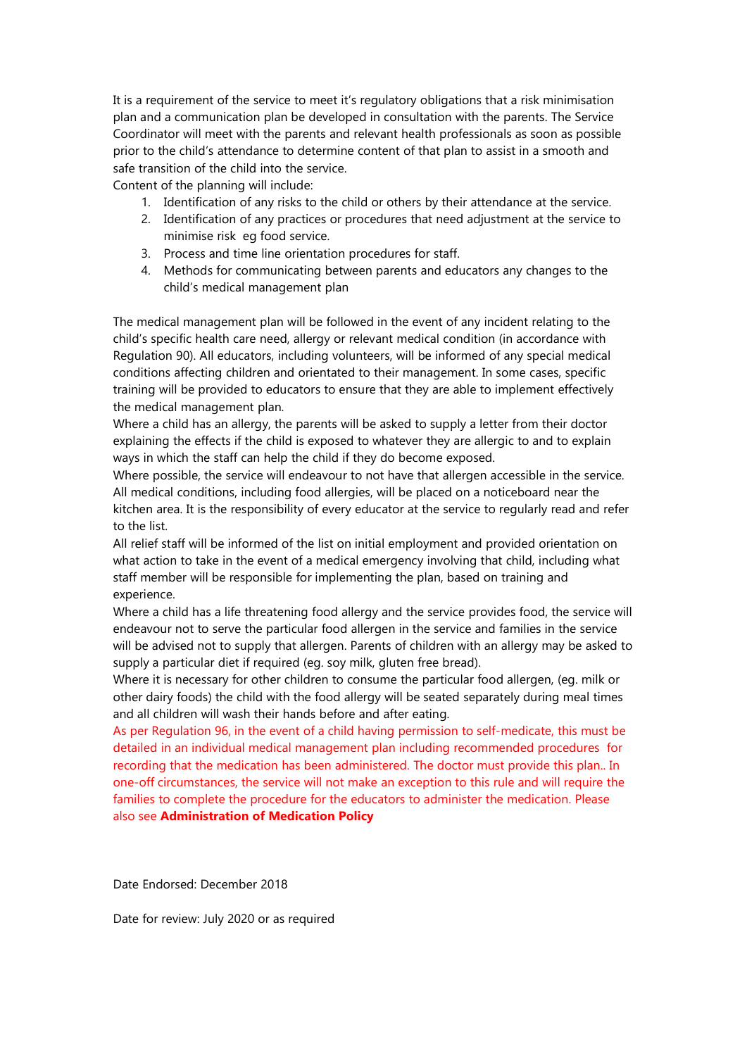It is a requirement of the service to meet it's regulatory obligations that a risk minimisation plan and a communication plan be developed in consultation with the parents. The Service Coordinator will meet with the parents and relevant health professionals as soon as possible prior to the child's attendance to determine content of that plan to assist in a smooth and safe transition of the child into the service.

Content of the planning will include:

1. Identification of any risks to the child or others by their attendance at the service.
2. Identification of any practices or procedures that need adjustment at the service to minimise risk eg food service.
3. Process and time line orientation procedures for staff.
4. Methods for communicating between parents and educators any changes to the child's medical management plan

The medical management plan will be followed in the event of any incident relating to the child's specific health care need, allergy or relevant medical condition (in accordance with Regulation 90). All educators, including volunteers, will be informed of any special medical conditions affecting children and orientated to their management. In some cases, specific training will be provided to educators to ensure that they are able to implement effectively the medical management plan.

Where a child has an allergy, the parents will be asked to supply a letter from their doctor explaining the effects if the child is exposed to whatever they are allergic to and to explain ways in which the staff can help the child if they do become exposed.

Where possible, the service will endeavour to not have that allergen accessible in the service. All medical conditions, including food allergies, will be placed on a noticeboard near the kitchen area. It is the responsibility of every educator at the service to regularly read and refer to the list.

All relief staff will be informed of the list on initial employment and provided orientation on what action to take in the event of a medical emergency involving that child, including what staff member will be responsible for implementing the plan, based on training and experience.

Where a child has a life threatening food allergy and the service provides food, the service will endeavour not to serve the particular food allergen in the service and families in the service will be advised not to supply that allergen. Parents of children with an allergy may be asked to supply a particular diet if required (eg. soy milk, gluten free bread).

Where it is necessary for other children to consume the particular food allergen, (eg. milk or other dairy foods) the child with the food allergy will be seated separately during meal times and all children will wash their hands before and after eating.

As per Regulation 96, in the event of a child having permission to self-medicate, this must be detailed in an individual medical management plan including recommended procedures for recording that the medication has been administered. The doctor must provide this plan.. In one-off circumstances, the service will not make an exception to this rule and will require the families to complete the procedure for the educators to administer the medication. Please also see **Administration of Medication Policy**

Date Endorsed: December 2018

Date for review: July 2020 or as required